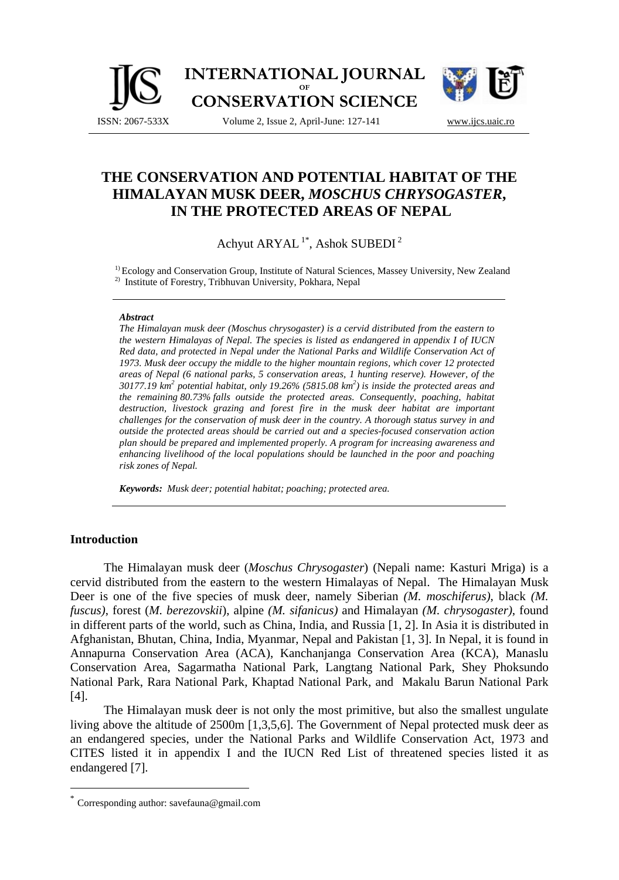# THE CONSERVATION AND POTENTIAL HABITAT OF THE HIMALAYAN MUSK DEER, *MOSCHUS CHRYSOGASTER*, IN THE PROTECTED AREAS OF NEPAL

Achyut ARYAL [1*], Ashok SUBEDI [2]

[1] Ecology and Conservation Group, Institute of Natural Sciences, Massey University, New Zealand
[2] Institute of Forestry, Tribhuvan University, Pokhara, Nepal

***Abstract***

*The Himalayan musk deer (Moschus chrysogaster) is a cervid distributed from the eastern to the western Himalayas of Nepal. The species is listed as endangered in appendix I of IUCN Red data, and protected in Nepal under the National Parks and Wildlife Conservation Act of 1973. Musk deer occupy the middle to the higher mountain regions, which cover 12 protected areas of Nepal (6 national parks, 5 conservation areas, 1 hunting reserve). However, of the 30177.19 km$^2$ potential habitat, only 19.26% (5815.08 km$^2$) is inside the protected areas and the remaining 80.73% falls outside the protected areas. Consequently, poaching, habitat destruction, livestock grazing and forest fire in the musk deer habitat are important challenges for the conservation of musk deer in the country. A thorough status survey in and outside the protected areas should be carried out and a species-focused conservation action plan should be prepared and implemented properly. A program for increasing awareness and enhancing livelihood of the local populations should be launched in the poor and poaching risk zones of Nepal.*

***Keywords:*** *Musk deer; potential habitat; poaching; protected area.*

## Introduction

The Himalayan musk deer (*Moschus Chrysogaster*) (Nepali name: Kasturi Mriga) is a cervid distributed from the eastern to the western Himalayas of Nepal. The Himalayan Musk Deer is one of the five species of musk deer, namely Siberian *(M. moschiferus)*, black *(M. fuscus)*, forest (*M. berezovskii*), alpine *(M. sifanicus)* and Himalayan *(M. chrysogaster)*, found in different parts of the world, such as China, India, and Russia [1, 2]. In Asia it is distributed in Afghanistan, Bhutan, China, India, Myanmar, Nepal and Pakistan [1, 3]. In Nepal, it is found in Annapurna Conservation Area (ACA), Kanchanjanga Conservation Area (KCA), Manaslu Conservation Area, Sagarmatha National Park, Langtang National Park, Shey Phoksundo National Park, Rara National Park, Khaptad National Park, and Makalu Barun National Park [4].

The Himalayan musk deer is not only the most primitive, but also the smallest ungulate living above the altitude of 2500m [1,3,5,6]. The Government of Nepal protected musk deer as an endangered species, under the National Parks and Wildlife Conservation Act, 1973 and CITES listed it in appendix I and the IUCN Red List of threatened species listed it as endangered [7].

[*] Corresponding author: savefauna@gmail.com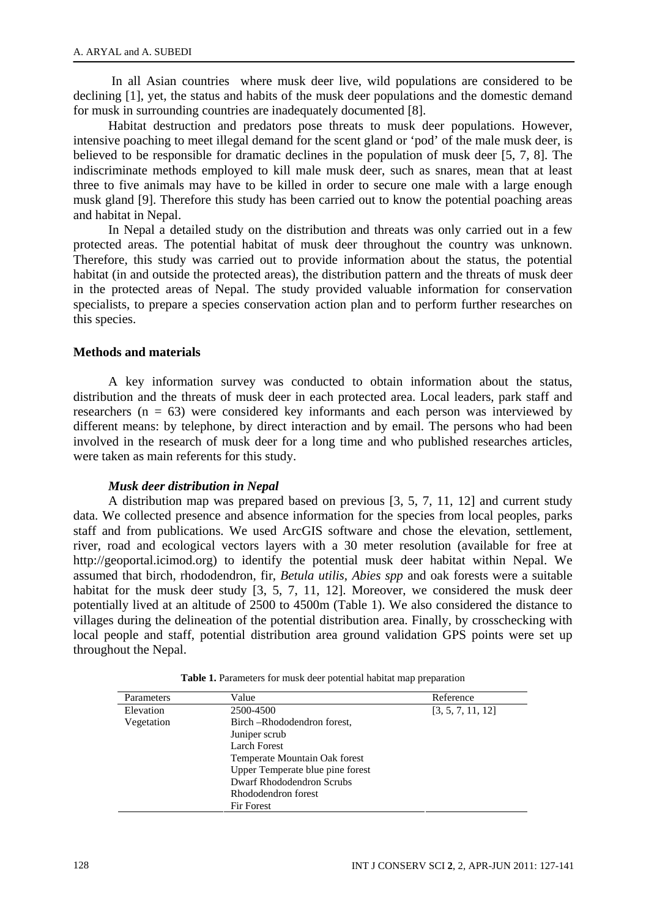In all Asian countries where musk deer live, wild populations are considered to be declining [1], yet, the status and habits of the musk deer populations and the domestic demand for musk in surrounding countries are inadequately documented [8].

Habitat destruction and predators pose threats to musk deer populations. However, intensive poaching to meet illegal demand for the scent gland or 'pod' of the male musk deer, is believed to be responsible for dramatic declines in the population of musk deer [5, 7, 8]. The indiscriminate methods employed to kill male musk deer, such as snares, mean that at least three to five animals may have to be killed in order to secure one male with a large enough musk gland [9]. Therefore this study has been carried out to know the potential poaching areas and habitat in Nepal.

In Nepal a detailed study on the distribution and threats was only carried out in a few protected areas. The potential habitat of musk deer throughout the country was unknown. Therefore, this study was carried out to provide information about the status, the potential habitat (in and outside the protected areas), the distribution pattern and the threats of musk deer in the protected areas of Nepal. The study provided valuable information for conservation specialists, to prepare a species conservation action plan and to perform further researches on this species.

## Methods and materials

A key information survey was conducted to obtain information about the status, distribution and the threats of musk deer in each protected area. Local leaders, park staff and researchers (n = 63) were considered key informants and each person was interviewed by different means: by telephone, by direct interaction and by email. The persons who had been involved in the research of musk deer for a long time and who published researches articles, were taken as main referents for this study.

### *Musk deer distribution in Nepal*

A distribution map was prepared based on previous [3, 5, 7, 11, 12] and current study data. We collected presence and absence information for the species from local peoples, parks staff and from publications. We used ArcGIS software and chose the elevation, settlement, river, road and ecological vectors layers with a 30 meter resolution (available for free at http://geoportal.icimod.org) to identify the potential musk deer habitat within Nepal. We assumed that birch, rhododendron, fir, *Betula utilis*, *Abies spp* and oak forests were a suitable habitat for the musk deer study [3, 5, 7, 11, 12]. Moreover, we considered the musk deer potentially lived at an altitude of 2500 to 4500m (Table 1). We also considered the distance to villages during the delineation of the potential distribution area. Finally, by crosschecking with local people and staff, potential distribution area ground validation GPS points were set up throughout the Nepal.

**Table 1.** Parameters for musk deer potential habitat map preparation

| Parameters | Value | Reference |
|---|---|---|
| Elevation | 2500-4500 | [3, 5, 7, 11, 12] |
| Vegetation | Birch –Rhododendron forest, | |
| | Juniper scrub | |
| | Larch Forest | |
| | Temperate Mountain Oak forest | |
| | Upper Temperate blue pine forest | |
| | Dwarf Rhododendron Scrubs | |
| | Rhododendron forest | |
| | Fir Forest | |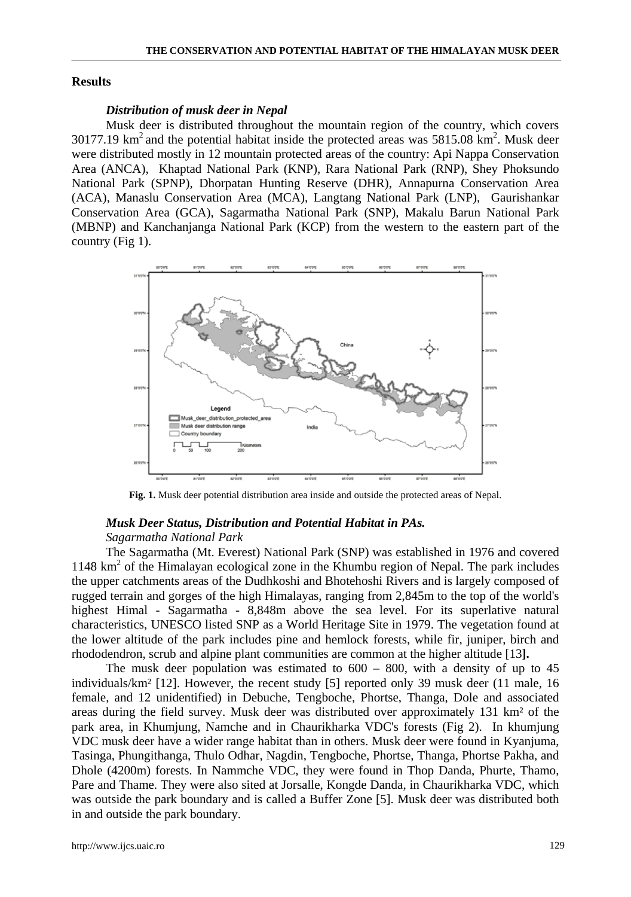## Results

### *Distribution of musk deer in Nepal*

Musk deer is distributed throughout the mountain region of the country, which covers 30177.19 km$^2$ and the potential habitat inside the protected areas was 5815.08 km$^2$. Musk deer were distributed mostly in 12 mountain protected areas of the country: Api Nappa Conservation Area (ANCA), Khaptad National Park (KNP), Rara National Park (RNP), Shey Phoksundo National Park (SPNP), Dhorpatan Hunting Reserve (DHR), Annapurna Conservation Area (ACA), Manaslu Conservation Area (MCA), Langtang National Park (LNP), Gaurishankar Conservation Area (GCA), Sagarmatha National Park (SNP), Makalu Barun National Park (MBNP) and Kanchanjanga National Park (KCP) from the western to the eastern part of the country (Fig 1).

**Fig. 1.** Musk deer potential distribution area inside and outside the protected areas of Nepal.

### *Musk Deer Status, Distribution and Potential Habitat in PAs.*

*Sagarmatha National Park*

The Sagarmatha (Mt. Everest) National Park (SNP) was established in 1976 and covered 1148 km$^2$ of the Himalayan ecological zone in the Khumbu region of Nepal. The park includes the upper catchments areas of the Dudhkoshi and Bhotehoshi Rivers and is largely composed of rugged terrain and gorges of the high Himalayas, ranging from 2,845m to the top of the world's highest Himal - Sagarmatha - 8,848m above the sea level. For its superlative natural characteristics, UNESCO listed SNP as a World Heritage Site in 1979. The vegetation found at the lower altitude of the park includes pine and hemlock forests, while fir, juniper, birch and rhododendron, scrub and alpine plant communities are common at the higher altitude [13**].**

The musk deer population was estimated to 600 – 800, with a density of up to 45 individuals/km² [12]. However, the recent study [5] reported only 39 musk deer (11 male, 16 female, and 12 unidentified) in Debuche, Tengboche, Phortse, Thanga, Dole and associated areas during the field survey. Musk deer was distributed over approximately 131 km² of the park area, in Khumjung, Namche and in Chaurikharka VDC's forests (Fig 2). In khumjung VDC musk deer have a wider range habitat than in others. Musk deer were found in Kyanjuma, Tasinga, Phungithanga, Thulo Odhar, Nagdin, Tengboche, Phortse, Thanga, Phortse Pakha, and Dhole (4200m) forests. In Nammche VDC, they were found in Thop Danda, Phurte, Thamo, Pare and Thame. They were also sited at Jorsalle, Kongde Danda, in Chaurikharka VDC, which was outside the park boundary and is called a Buffer Zone [5]. Musk deer was distributed both in and outside the park boundary.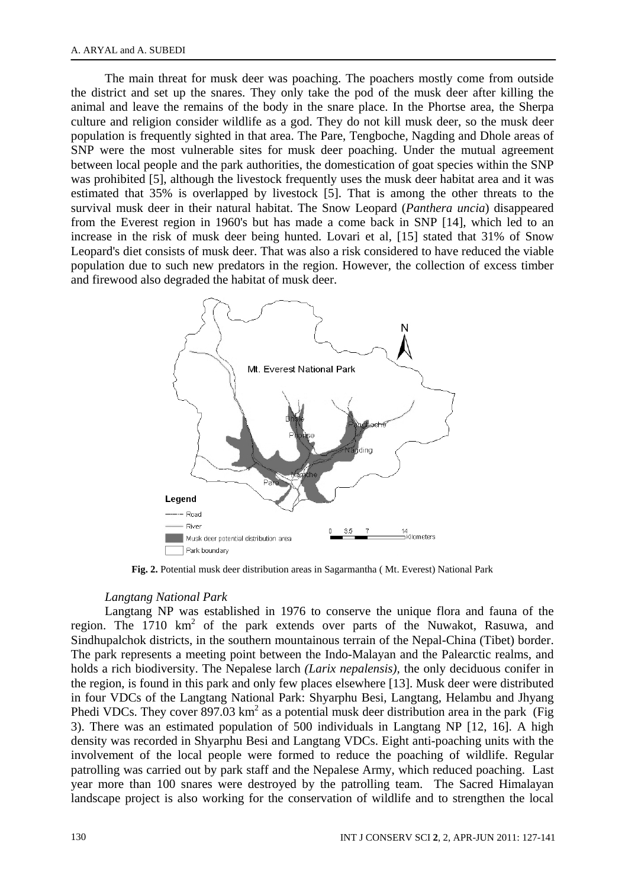The main threat for musk deer was poaching. The poachers mostly come from outside the district and set up the snares. They only take the pod of the musk deer after killing the animal and leave the remains of the body in the snare place. In the Phortse area, the Sherpa culture and religion consider wildlife as a god. They do not kill musk deer, so the musk deer population is frequently sighted in that area. The Pare, Tengboche, Nagding and Dhole areas of SNP were the most vulnerable sites for musk deer poaching. Under the mutual agreement between local people and the park authorities, the domestication of goat species within the SNP was prohibited [5], although the livestock frequently uses the musk deer habitat area and it was estimated that 35% is overlapped by livestock [5]. That is among the other threats to the survival musk deer in their natural habitat. The Snow Leopard (*Panthera uncia*) disappeared from the Everest region in 1960's but has made a come back in SNP [14], which led to an increase in the risk of musk deer being hunted. Lovari et al, [15] stated that 31% of Snow Leopard's diet consists of musk deer. That was also a risk considered to have reduced the viable population due to such new predators in the region. However, the collection of excess timber and firewood also degraded the habitat of musk deer.

**Fig. 2.** Potential musk deer distribution areas in Sagarmantha ( Mt. Everest) National Park

*Langtang National Park*

Langtang NP was established in 1976 to conserve the unique flora and fauna of the region. The 1710 km$^2$ of the park extends over parts of the Nuwakot, Rasuwa, and Sindhupalchok districts, in the southern mountainous terrain of the Nepal-China (Tibet) border. The park represents a meeting point between the Indo-Malayan and the Palearctic realms, and holds a rich biodiversity. The Nepalese larch *(Larix nepalensis)*, the only deciduous conifer in the region, is found in this park and only few places elsewhere [13]. Musk deer were distributed in four VDCs of the Langtang National Park: Shyarphu Besi, Langtang, Helambu and Jhyang Phedi VDCs. They cover 897.03 km$^2$ as a potential musk deer distribution area in the park (Fig 3). There was an estimated population of 500 individuals in Langtang NP [12, 16]. A high density was recorded in Shyarphu Besi and Langtang VDCs. Eight anti-poaching units with the involvement of the local people were formed to reduce the poaching of wildlife. Regular patrolling was carried out by park staff and the Nepalese Army, which reduced poaching. Last year more than 100 snares were destroyed by the patrolling team. The Sacred Himalayan landscape project is also working for the conservation of wildlife and to strengthen the local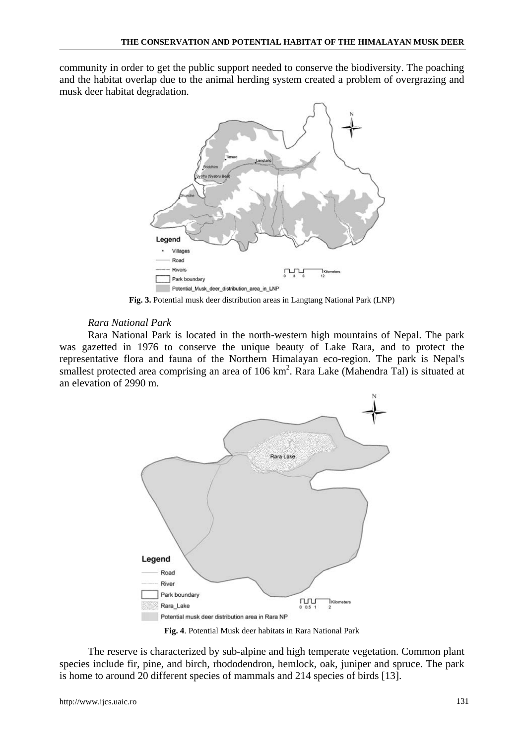community in order to get the public support needed to conserve the biodiversity. The poaching and the habitat overlap due to the animal herding system created a problem of overgrazing and musk deer habitat degradation.

**Fig. 3.** Potential musk deer distribution areas in Langtang National Park (LNP)

*Rara National Park*

Rara National Park is located in the north-western high mountains of Nepal. The park was gazetted in 1976 to conserve the unique beauty of Lake Rara, and to protect the representative flora and fauna of the Northern Himalayan eco-region. The park is Nepal's smallest protected area comprising an area of 106 km$^2$. Rara Lake (Mahendra Tal) is situated at an elevation of 2990 m.

**Fig. 4**. Potential Musk deer habitats in Rara National Park

The reserve is characterized by sub-alpine and high temperate vegetation. Common plant species include fir, pine, and birch, rhododendron, hemlock, oak, juniper and spruce. The park is home to around 20 different species of mammals and 214 species of birds [13].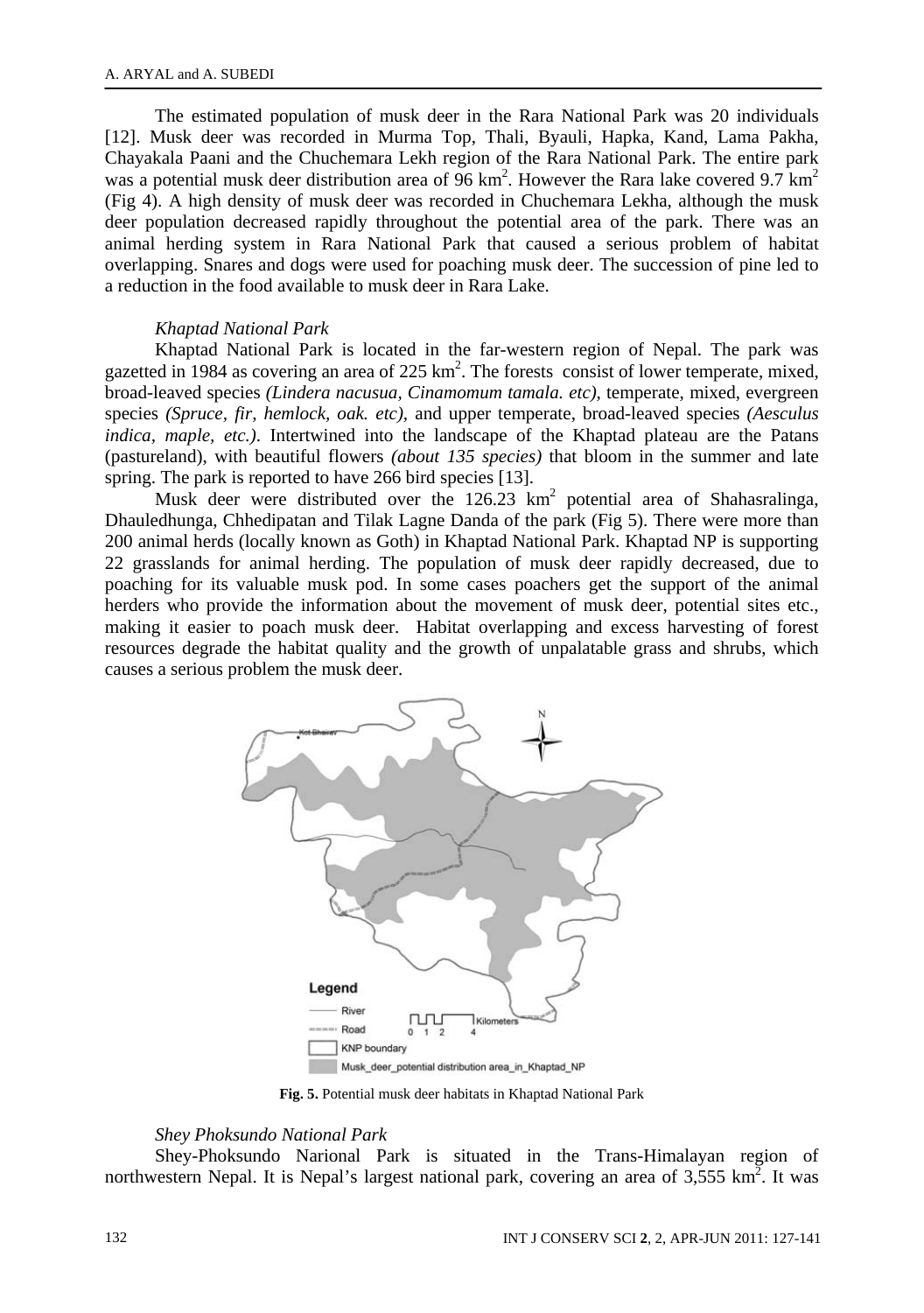The estimated population of musk deer in the Rara National Park was 20 individuals [12]. Musk deer was recorded in Murma Top, Thali, Byauli, Hapka, Kand, Lama Pakha, Chayakala Paani and the Chuchemara Lekh region of the Rara National Park. The entire park was a potential musk deer distribution area of 96 km$^2$. However the Rara lake covered 9.7 km$^2$ (Fig 4). A high density of musk deer was recorded in Chuchemara Lekha, although the musk deer population decreased rapidly throughout the potential area of the park. There was an animal herding system in Rara National Park that caused a serious problem of habitat overlapping. Snares and dogs were used for poaching musk deer. The succession of pine led to a reduction in the food available to musk deer in Rara Lake.

### *Khaptad National Park*

Khaptad National Park is located in the far-western region of Nepal. The park was gazetted in 1984 as covering an area of 225 km$^2$. The forests consist of lower temperate, mixed, broad-leaved species *(Lindera nacusua, Cinamomum tamala. etc)*, temperate, mixed, evergreen species *(Spruce, fir, hemlock, oak. etc)*, and upper temperate, broad-leaved species *(Aesculus indica, maple, etc.)*. Intertwined into the landscape of the Khaptad plateau are the Patans (pastureland), with beautiful flowers *(about 135 species)* that bloom in the summer and late spring. The park is reported to have 266 bird species [13].

Musk deer were distributed over the 126.23 km$^2$ potential area of Shahasralinga, Dhauledhunga, Chhedipatan and Tilak Lagne Danda of the park (Fig 5). There were more than 200 animal herds (locally known as Goth) in Khaptad National Park. Khaptad NP is supporting 22 grasslands for animal herding. The population of musk deer rapidly decreased, due to poaching for its valuable musk pod. In some cases poachers get the support of the animal herders who provide the information about the movement of musk deer, potential sites etc., making it easier to poach musk deer. Habitat overlapping and excess harvesting of forest resources degrade the habitat quality and the growth of unpalatable grass and shrubs, which causes a serious problem the musk deer.

**Fig. 5.** Potential musk deer habitats in Khaptad National Park

### *Shey Phoksundo National Park*

Shey-Phoksundo Narional Park is situated in the Trans-Himalayan region of northwestern Nepal. It is Nepal's largest national park, covering an area of 3,555 km$^2$. It was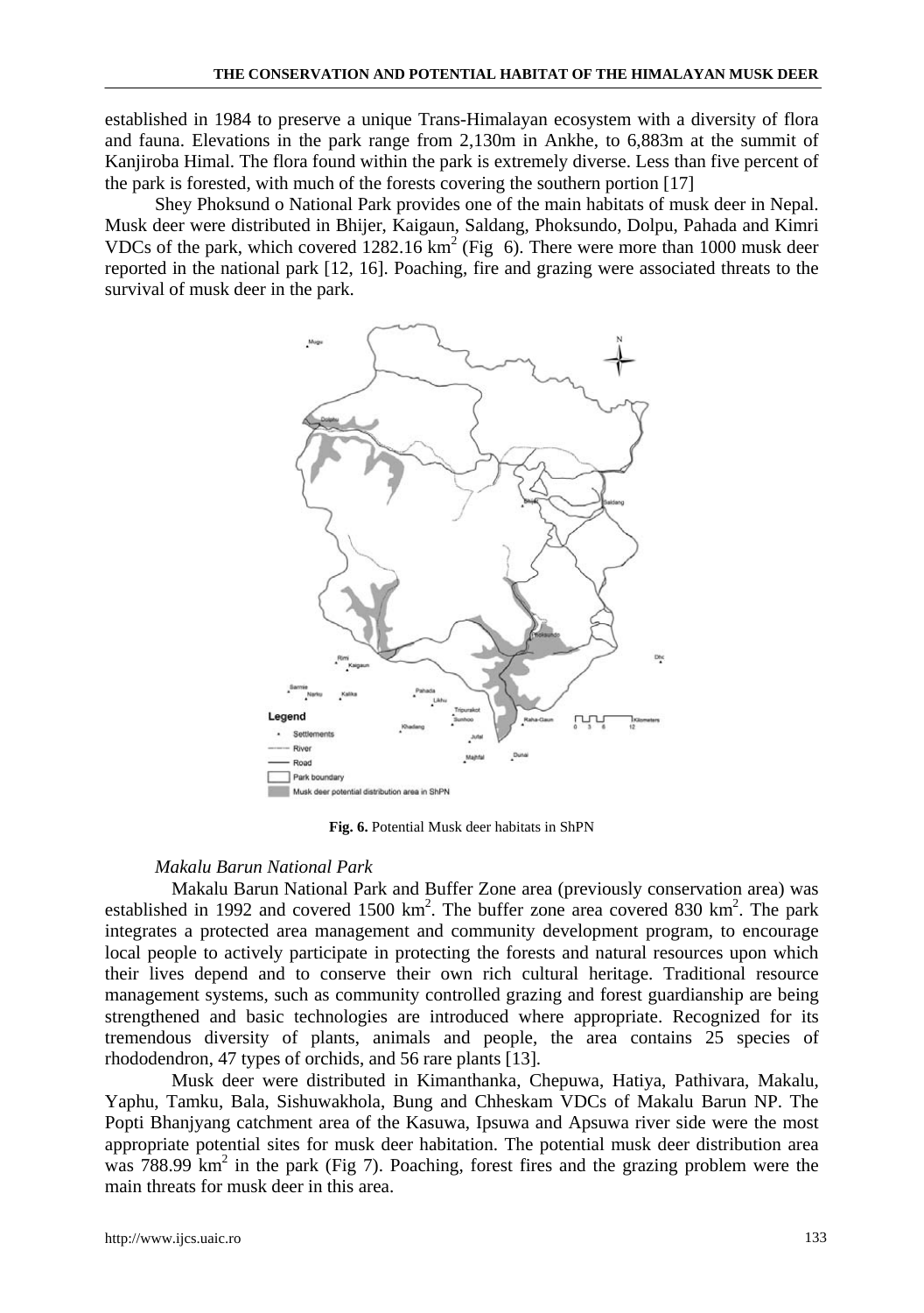established in 1984 to preserve a unique Trans-Himalayan ecosystem with a diversity of flora and fauna. Elevations in the park range from 2,130m in Ankhe, to 6,883m at the summit of Kanjiroba Himal. The flora found within the park is extremely diverse. Less than five percent of the park is forested, with much of the forests covering the southern portion [17]

Shey Phoksund o National Park provides one of the main habitats of musk deer in Nepal. Musk deer were distributed in Bhijer, Kaigaun, Saldang, Phoksundo, Dolpu, Pahada and Kimri VDCs of the park, which covered 1282.16 km$^2$ (Fig 6). There were more than 1000 musk deer reported in the national park [12, 16]. Poaching, fire and grazing were associated threats to the survival of musk deer in the park.

**Fig. 6.** Potential Musk deer habitats in ShPN

*Makalu Barun National Park*

Makalu Barun National Park and Buffer Zone area (previously conservation area) was established in 1992 and covered 1500 km$^2$. The buffer zone area covered 830 km$^2$. The park integrates a protected area management and community development program, to encourage local people to actively participate in protecting the forests and natural resources upon which their lives depend and to conserve their own rich cultural heritage. Traditional resource management systems, such as community controlled grazing and forest guardianship are being strengthened and basic technologies are introduced where appropriate. Recognized for its tremendous diversity of plants, animals and people, the area contains 25 species of rhododendron, 47 types of orchids, and 56 rare plants [13].

Musk deer were distributed in Kimanthanka, Chepuwa, Hatiya, Pathivara, Makalu, Yaphu, Tamku, Bala, Sishuwakhola, Bung and Chheskam VDCs of Makalu Barun NP. The Popti Bhanjyang catchment area of the Kasuwa, Ipsuwa and Apsuwa river side were the most appropriate potential sites for musk deer habitation. The potential musk deer distribution area was 788.99 km$^2$ in the park (Fig 7). Poaching, forest fires and the grazing problem were the main threats for musk deer in this area.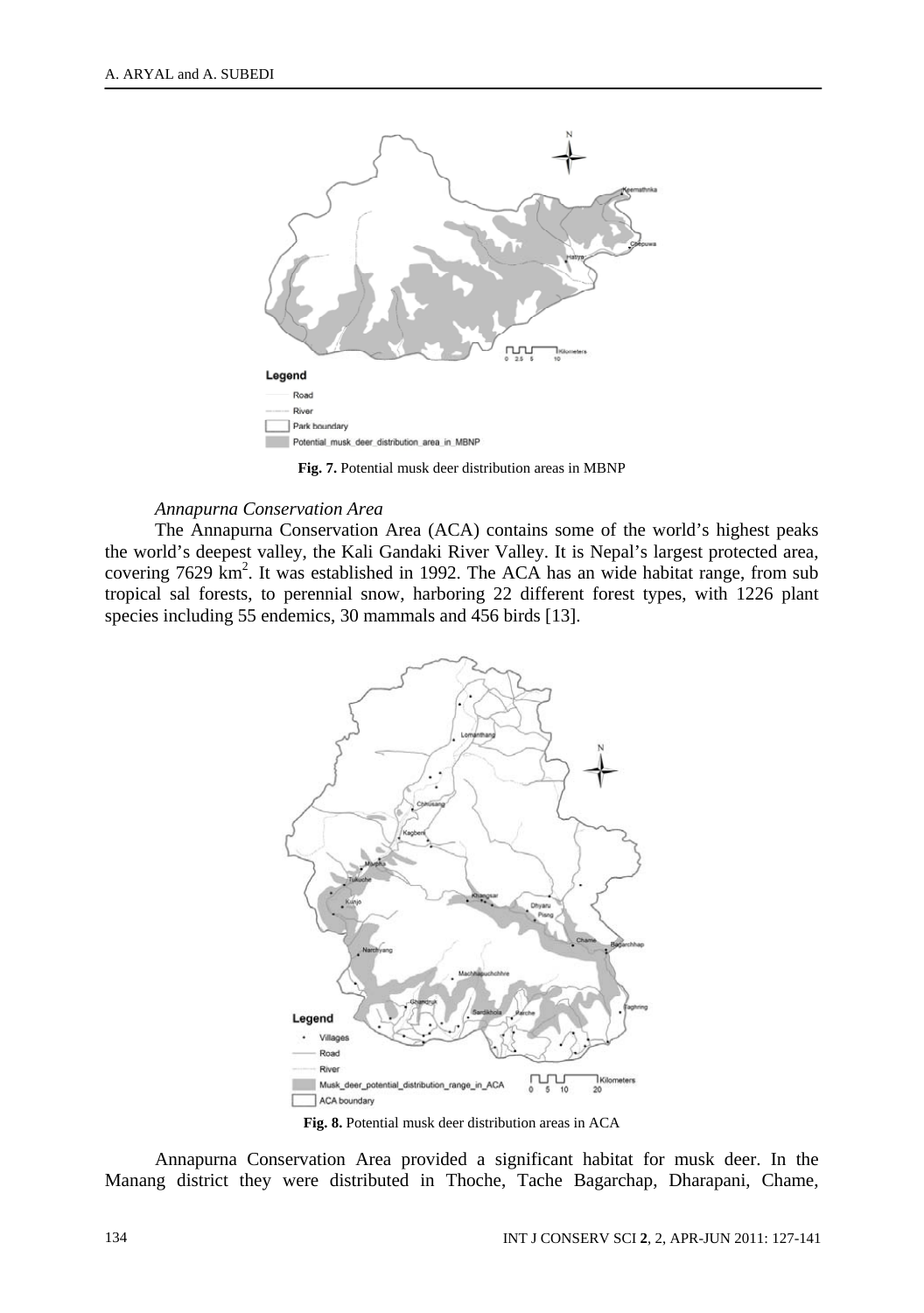**Fig. 7.** Potential musk deer distribution areas in MBNP

*Annapurna Conservation Area*

The Annapurna Conservation Area (ACA) contains some of the world's highest peaks the world's deepest valley, the Kali Gandaki River Valley. It is Nepal's largest protected area, covering 7629 km$^2$. It was established in 1992. The ACA has an wide habitat range, from sub tropical sal forests, to perennial snow, harboring 22 different forest types, with 1226 plant species including 55 endemics, 30 mammals and 456 birds [13].

**Fig. 8.** Potential musk deer distribution areas in ACA

Annapurna Conservation Area provided a significant habitat for musk deer. In the Manang district they were distributed in Thoche, Tache Bagarchap, Dharapani, Chame,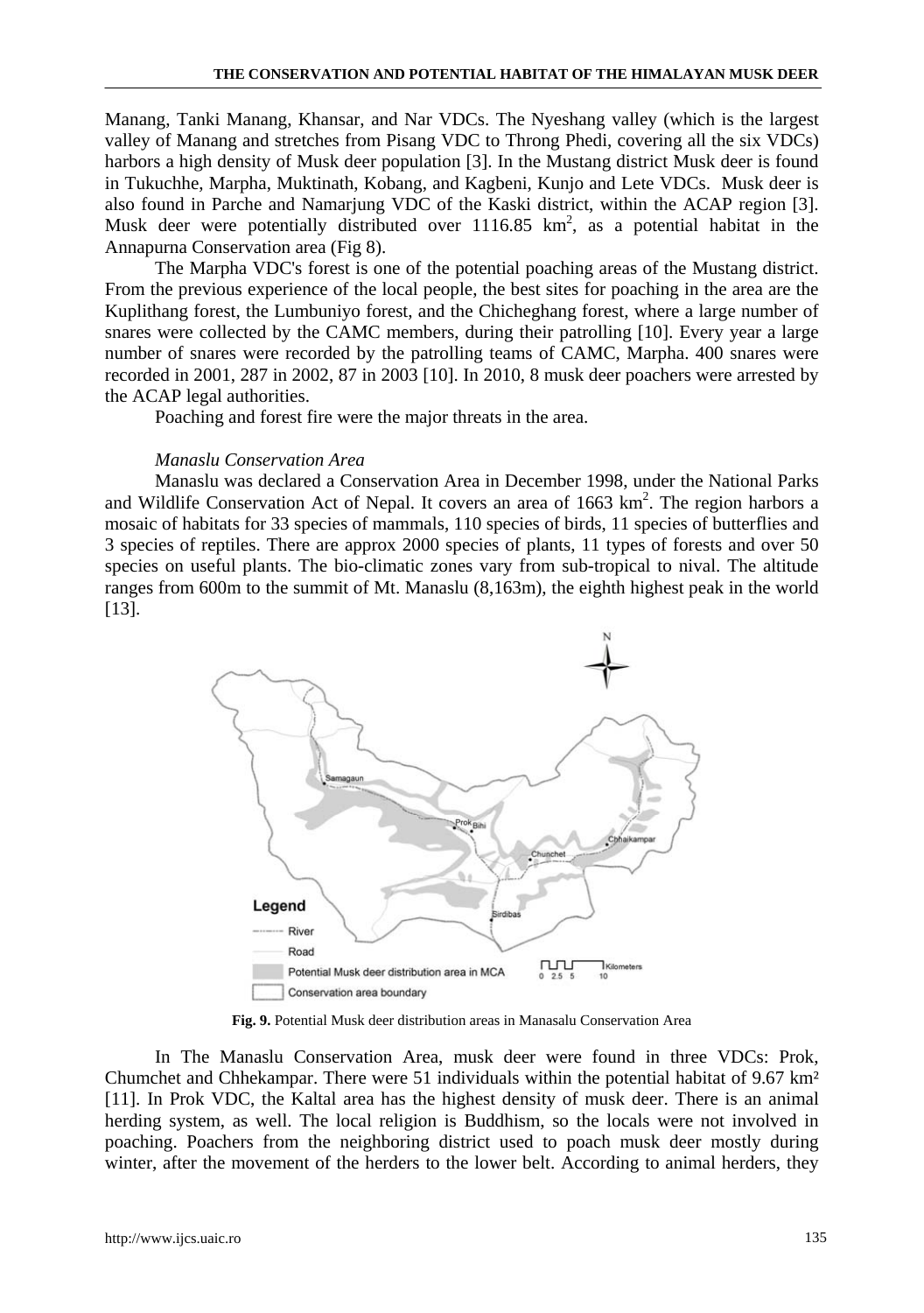Manang, Tanki Manang, Khansar, and Nar VDCs. The Nyeshang valley (which is the largest valley of Manang and stretches from Pisang VDC to Throng Phedi, covering all the six VDCs) harbors a high density of Musk deer population [3]. In the Mustang district Musk deer is found in Tukuchhe, Marpha, Muktinath, Kobang, and Kagbeni, Kunjo and Lete VDCs. Musk deer is also found in Parche and Namarjung VDC of the Kaski district, within the ACAP region [3]. Musk deer were potentially distributed over 1116.85 km$^2$, as a potential habitat in the Annapurna Conservation area (Fig 8).

The Marpha VDC's forest is one of the potential poaching areas of the Mustang district. From the previous experience of the local people, the best sites for poaching in the area are the Kuplithang forest, the Lumbuniyo forest, and the Chicheghang forest, where a large number of snares were collected by the CAMC members, during their patrolling [10]. Every year a large number of snares were recorded by the patrolling teams of CAMC, Marpha. 400 snares were recorded in 2001, 287 in 2002, 87 in 2003 [10]. In 2010, 8 musk deer poachers were arrested by the ACAP legal authorities.

Poaching and forest fire were the major threats in the area.

*Manaslu Conservation Area*

Manaslu was declared a Conservation Area in December 1998, under the National Parks and Wildlife Conservation Act of Nepal. It covers an area of 1663 km$^2$. The region harbors a mosaic of habitats for 33 species of mammals, 110 species of birds, 11 species of butterflies and 3 species of reptiles. There are approx 2000 species of plants, 11 types of forests and over 50 species on useful plants. The bio-climatic zones vary from sub-tropical to nival. The altitude ranges from 600m to the summit of Mt. Manaslu (8,163m), the eighth highest peak in the world [13].

**Fig. 9.** Potential Musk deer distribution areas in Manasalu Conservation Area

In The Manaslu Conservation Area, musk deer were found in three VDCs: Prok, Chumchet and Chhekampar. There were 51 individuals within the potential habitat of 9.67 km$^2$ [11]. In Prok VDC, the Kaltal area has the highest density of musk deer. There is an animal herding system, as well. The local religion is Buddhism, so the locals were not involved in poaching. Poachers from the neighboring district used to poach musk deer mostly during winter, after the movement of the herders to the lower belt. According to animal herders, they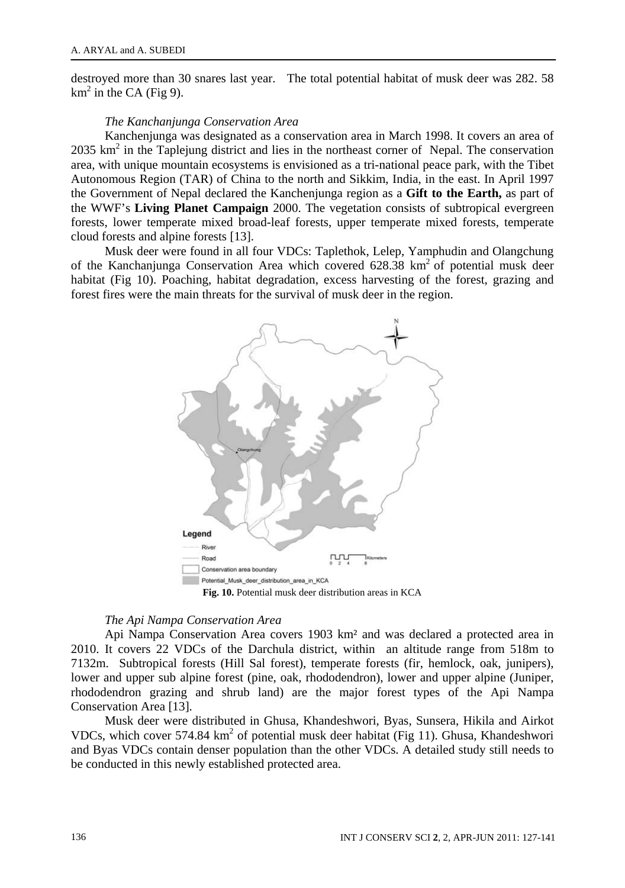destroyed more than 30 snares last year. The total potential habitat of musk deer was 282. 58 $km^2$ in the CA (Fig 9).

### *The Kanchanjunga Conservation Area*

Kanchenjunga was designated as a conservation area in March 1998. It covers an area of 2035 $km^2$ in the Taplejung district and lies in the northeast corner of Nepal. The conservation area, with unique mountain ecosystems is envisioned as a tri-national peace park, with the Tibet Autonomous Region (TAR) of China to the north and Sikkim, India, in the east. In April 1997 the Government of Nepal declared the Kanchenjunga region as a **Gift to the Earth,** as part of the WWF's **Living Planet Campaign** 2000. The vegetation consists of subtropical evergreen forests, lower temperate mixed broad-leaf forests, upper temperate mixed forests, temperate cloud forests and alpine forests [13].

Musk deer were found in all four VDCs: Taplethok, Lelep, Yamphudin and Olangchung of the Kanchanjunga Conservation Area which covered 628.38 $km^2$ of potential musk deer habitat (Fig 10). Poaching, habitat degradation, excess harvesting of the forest, grazing and forest fires were the main threats for the survival of musk deer in the region.

**Fig. 10.** Potential musk deer distribution areas in KCA

### *The Api Nampa Conservation Area*

Api Nampa Conservation Area covers 1903 km² and was declared a protected area in 2010. It covers 22 VDCs of the Darchula district, within an altitude range from 518m to 7132m. Subtropical forests (Hill Sal forest), temperate forests (fir, hemlock, oak, junipers), lower and upper sub alpine forest (pine, oak, rhododendron), lower and upper alpine (Juniper, rhododendron grazing and shrub land) are the major forest types of the Api Nampa Conservation Area [13].

Musk deer were distributed in Ghusa, Khandeshwori, Byas, Sunsera, Hikila and Airkot VDCs, which cover 574.84 $km^2$ of potential musk deer habitat (Fig 11). Ghusa, Khandeshwori and Byas VDCs contain denser population than the other VDCs. A detailed study still needs to be conducted in this newly established protected area.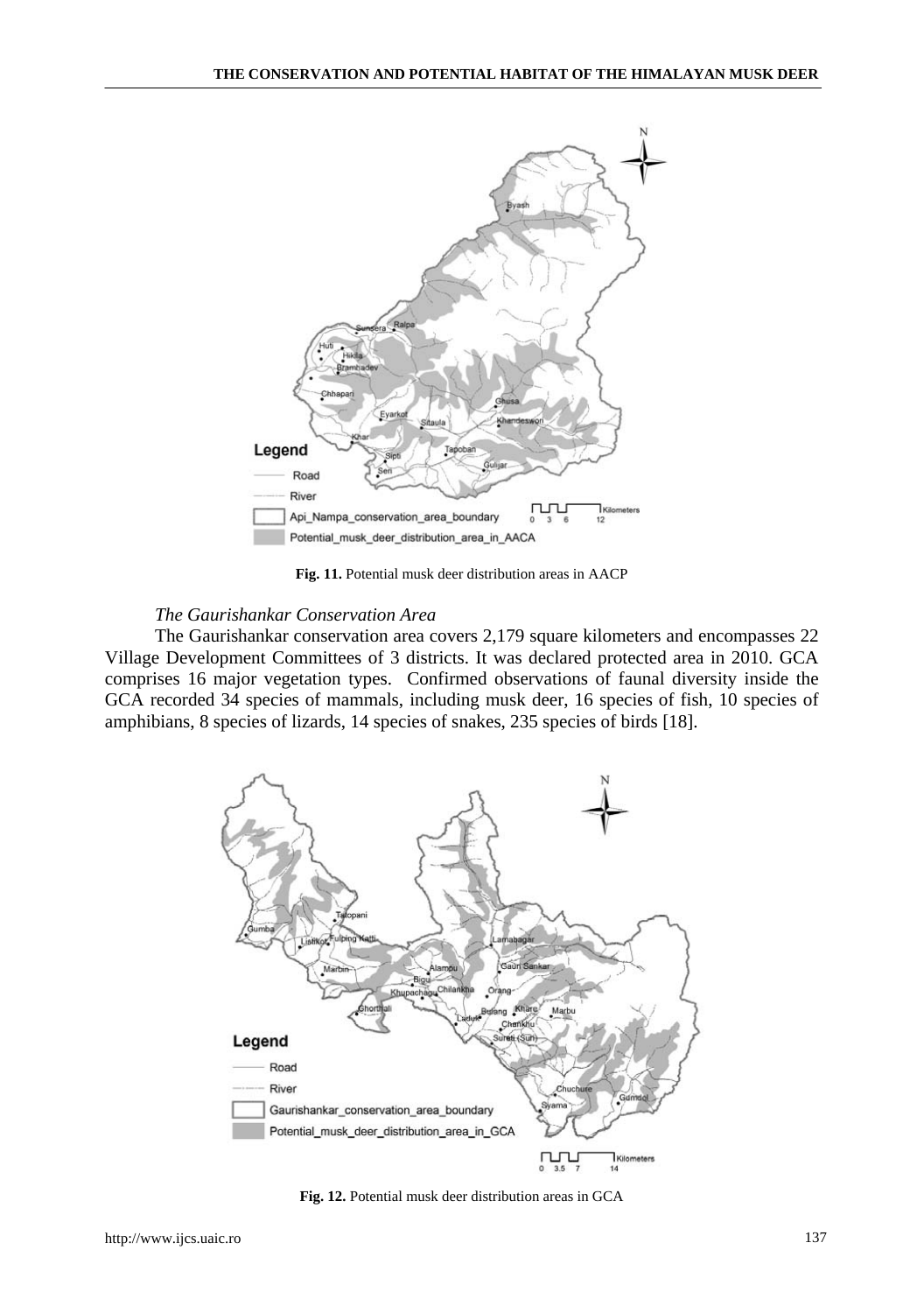**Fig. 11.** Potential musk deer distribution areas in AACP

*The Gaurishankar Conservation Area*

The Gaurishankar conservation area covers 2,179 square kilometers and encompasses 22 Village Development Committees of 3 districts. It was declared protected area in 2010. GCA comprises 16 major vegetation types. Confirmed observations of faunal diversity inside the GCA recorded 34 species of mammals, including musk deer, 16 species of fish, 10 species of amphibians, 8 species of lizards, 14 species of snakes, 235 species of birds [18].

**Fig. 12.** Potential musk deer distribution areas in GCA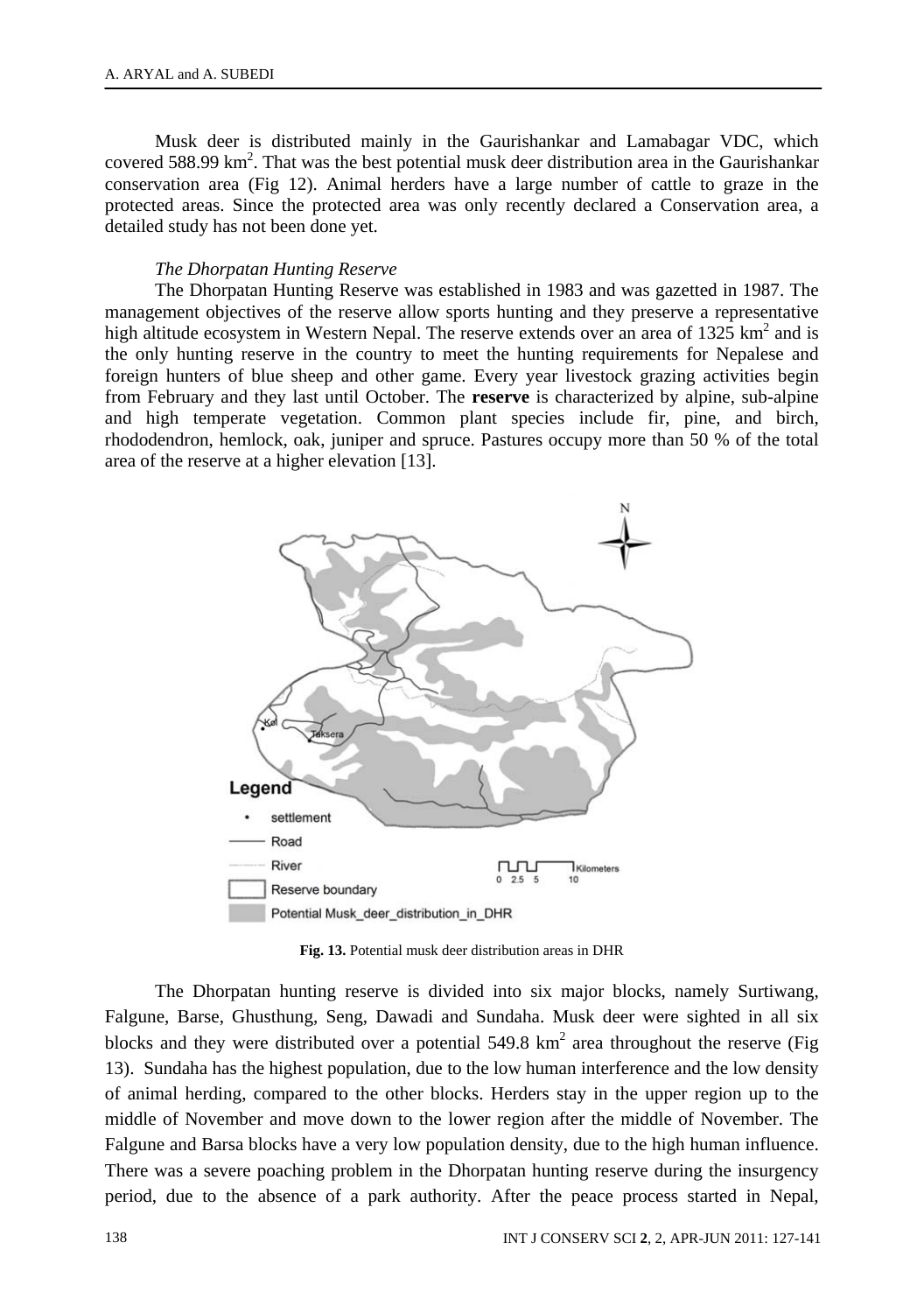Musk deer is distributed mainly in the Gaurishankar and Lamabagar VDC, which covered 588.99 km$^2$. That was the best potential musk deer distribution area in the Gaurishankar conservation area (Fig 12). Animal herders have a large number of cattle to graze in the protected areas. Since the protected area was only recently declared a Conservation area, a detailed study has not been done yet.

*The Dhorpatan Hunting Reserve*

The Dhorpatan Hunting Reserve was established in 1983 and was gazetted in 1987. The management objectives of the reserve allow sports hunting and they preserve a representative high altitude ecosystem in Western Nepal. The reserve extends over an area of 1325 km$^2$ and is the only hunting reserve in the country to meet the hunting requirements for Nepalese and foreign hunters of blue sheep and other game. Every year livestock grazing activities begin from February and they last until October. The **reserve** is characterized by alpine, sub-alpine and high temperate vegetation. Common plant species include fir, pine, and birch, rhododendron, hemlock, oak, juniper and spruce. Pastures occupy more than 50 % of the total area of the reserve at a higher elevation [13].

**Fig. 13.** Potential musk deer distribution areas in DHR

The Dhorpatan hunting reserve is divided into six major blocks, namely Surtiwang, Falgune, Barse, Ghusthung, Seng, Dawadi and Sundaha. Musk deer were sighted in all six blocks and they were distributed over a potential 549.8 km$^2$ area throughout the reserve (Fig 13). Sundaha has the highest population, due to the low human interference and the low density of animal herding, compared to the other blocks. Herders stay in the upper region up to the middle of November and move down to the lower region after the middle of November. The Falgune and Barsa blocks have a very low population density, due to the high human influence. There was a severe poaching problem in the Dhorpatan hunting reserve during the insurgency period, due to the absence of a park authority. After the peace process started in Nepal,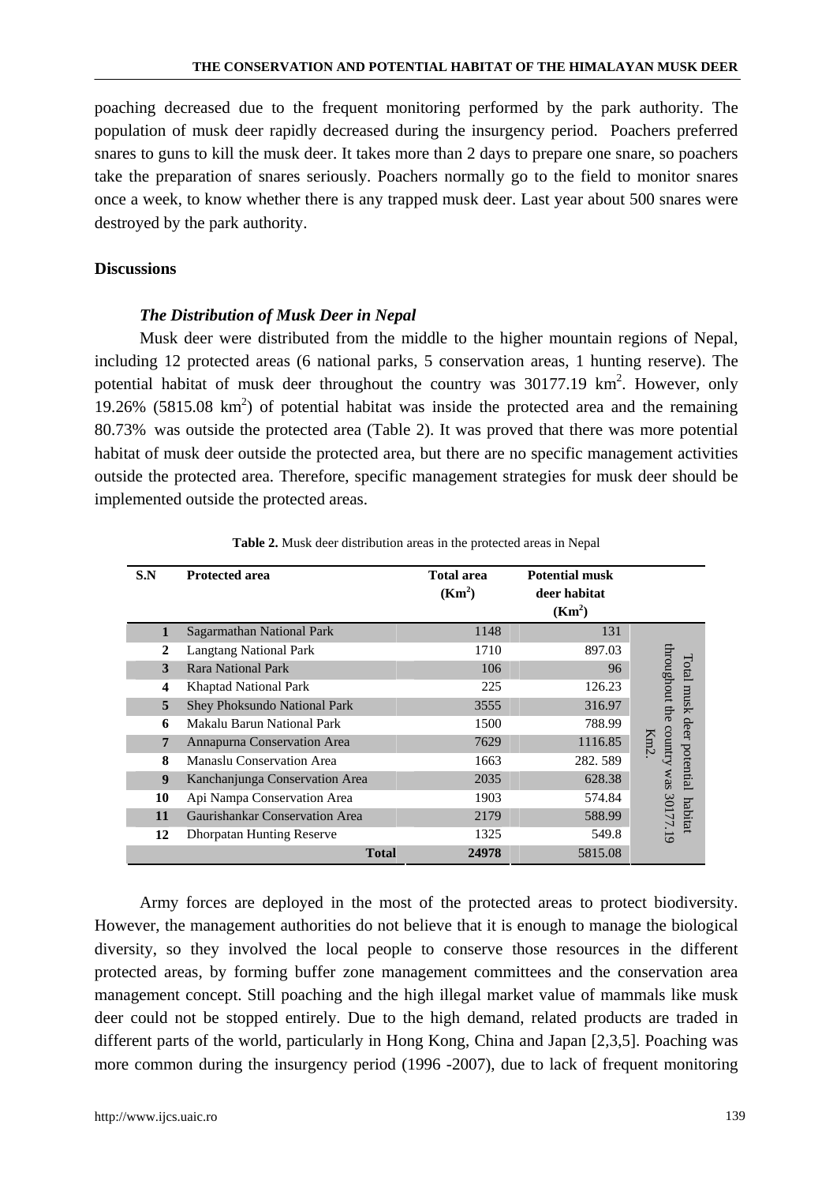poaching decreased due to the frequent monitoring performed by the park authority. The population of musk deer rapidly decreased during the insurgency period. Poachers preferred snares to guns to kill the musk deer. It takes more than 2 days to prepare one snare, so poachers take the preparation of snares seriously. Poachers normally go to the field to monitor snares once a week, to know whether there is any trapped musk deer. Last year about 500 snares were destroyed by the park authority.

## Discussions

### *The Distribution of Musk Deer in Nepal*

Musk deer were distributed from the middle to the higher mountain regions of Nepal, including 12 protected areas (6 national parks, 5 conservation areas, 1 hunting reserve). The potential habitat of musk deer throughout the country was 30177.19 km$^2$. However, only 19.26% (5815.08 km$^2$) of potential habitat was inside the protected area and the remaining 80.73% was outside the protected area (Table 2). It was proved that there was more potential habitat of musk deer outside the protected area, but there are no specific management activities outside the protected area. Therefore, specific management strategies for musk deer should be implemented outside the protected areas.

**Table 2.** Musk deer distribution areas in the protected areas in Nepal

| S.N | Protected area | Total area (Km$^2$) | Potential musk deer habitat (Km$^2$) | |
|---|---|---|---|---|
| 1 | Sagarmathan National Park | 1148 | 131 | Total musk deer potential habitat throughout the country was 30177.19 Km2. |
| 2 | Langtang National Park | 1710 | 897.03 | |
| 3 | Rara National Park | 106 | 96 | |
| 4 | Khaptad National Park | 225 | 126.23 | |
| 5 | Shey Phoksundo National Park | 3555 | 316.97 | |
| 6 | Makalu Barun National Park | 1500 | 788.99 | |
| 7 | Annapurna Conservation Area | 7629 | 1116.85 | |
| 8 | Manaslu Conservation Area | 1663 | 282. 589 | |
| 9 | Kanchanjunga Conservation Area | 2035 | 628.38 | |
| 10 | Api Nampa Conservation Area | 1903 | 574.84 | |
| 11 | Gaurishankar Conservation Area | 2179 | 588.99 | |
| 12 | Dhorpatan Hunting Reserve | 1325 | 549.8 | |
| | **Total** | **24978** | 5815.08 | |

Army forces are deployed in the most of the protected areas to protect biodiversity. However, the management authorities do not believe that it is enough to manage the biological diversity, so they involved the local people to conserve those resources in the different protected areas, by forming buffer zone management committees and the conservation area management concept. Still poaching and the high illegal market value of mammals like musk deer could not be stopped entirely. Due to the high demand, related products are traded in different parts of the world, particularly in Hong Kong, China and Japan [2,3,5]. Poaching was more common during the insurgency period (1996 -2007), due to lack of frequent monitoring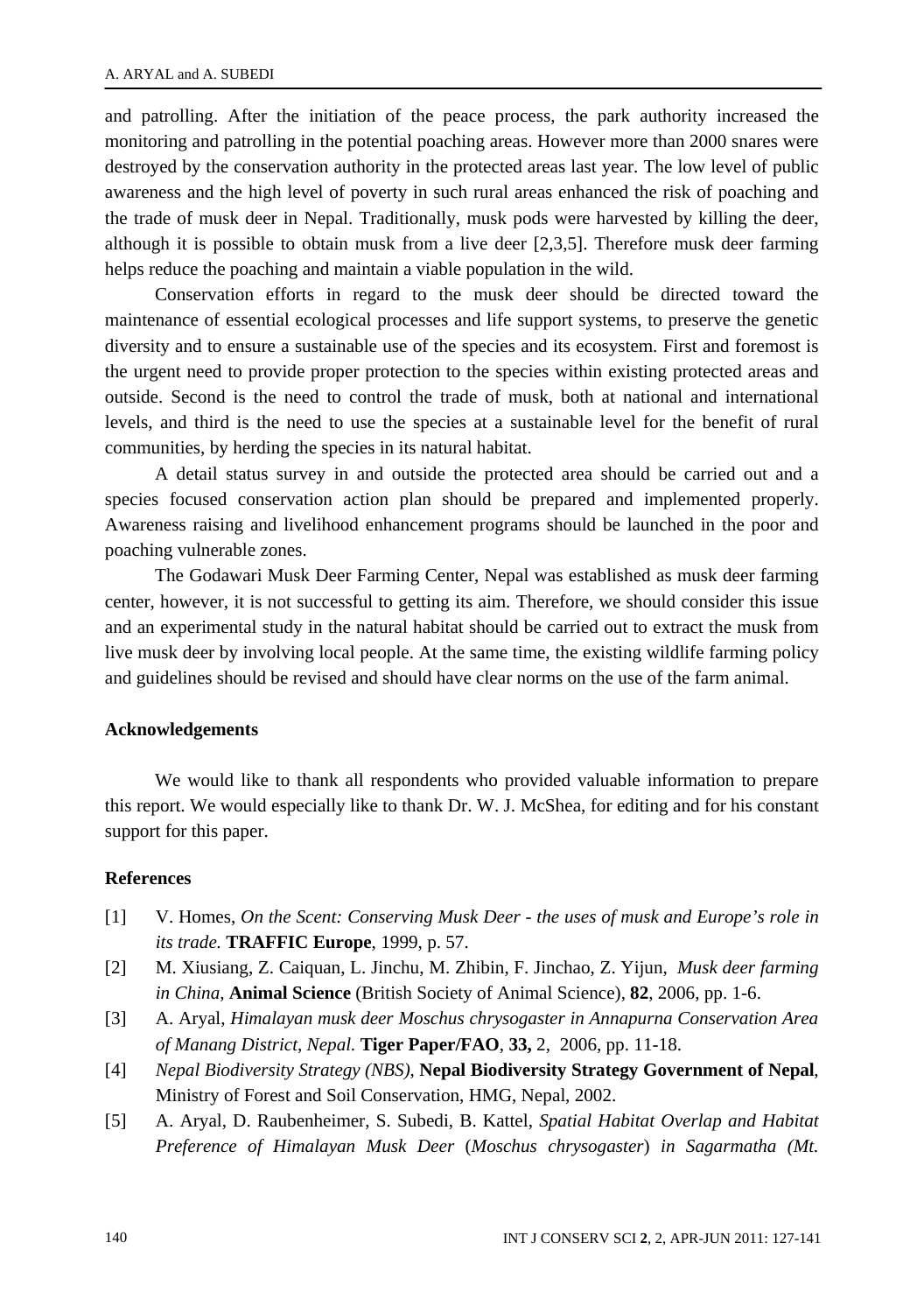and patrolling. After the initiation of the peace process, the park authority increased the monitoring and patrolling in the potential poaching areas. However more than 2000 snares were destroyed by the conservation authority in the protected areas last year. The low level of public awareness and the high level of poverty in such rural areas enhanced the risk of poaching and the trade of musk deer in Nepal. Traditionally, musk pods were harvested by killing the deer, although it is possible to obtain musk from a live deer [2,3,5]. Therefore musk deer farming helps reduce the poaching and maintain a viable population in the wild.

Conservation efforts in regard to the musk deer should be directed toward the maintenance of essential ecological processes and life support systems, to preserve the genetic diversity and to ensure a sustainable use of the species and its ecosystem. First and foremost is the urgent need to provide proper protection to the species within existing protected areas and outside. Second is the need to control the trade of musk, both at national and international levels, and third is the need to use the species at a sustainable level for the benefit of rural communities, by herding the species in its natural habitat.

A detail status survey in and outside the protected area should be carried out and a species focused conservation action plan should be prepared and implemented properly. Awareness raising and livelihood enhancement programs should be launched in the poor and poaching vulnerable zones.

The Godawari Musk Deer Farming Center, Nepal was established as musk deer farming center, however, it is not successful to getting its aim. Therefore, we should consider this issue and an experimental study in the natural habitat should be carried out to extract the musk from live musk deer by involving local people. At the same time, the existing wildlife farming policy and guidelines should be revised and should have clear norms on the use of the farm animal.

## Acknowledgements

We would like to thank all respondents who provided valuable information to prepare this report. We would especially like to thank Dr. W. J. McShea, for editing and for his constant support for this paper.

## References

[1] V. Homes, *On the Scent: Conserving Musk Deer - the uses of musk and Europe's role in its trade.* **TRAFFIC Europe**, 1999, p. 57.

[2] M. Xiusiang, Z. Caiquan, L. Jinchu, M. Zhibin, F. Jinchao, Z. Yijun, *Musk deer farming in China,* **Animal Science** (British Society of Animal Science), **82**, 2006, pp. 1-6.

[3] A. Aryal, *Himalayan musk deer Moschus chrysogaster in Annapurna Conservation Area of Manang District, Nepal.* **Tiger Paper/FAO**, **33,** 2, 2006, pp. 11-18.

[4] *Nepal Biodiversity Strategy (NBS)*, **Nepal Biodiversity Strategy Government of Nepal**, Ministry of Forest and Soil Conservation, HMG, Nepal, 2002.

[5] A. Aryal, D. Raubenheimer, S. Subedi, B. Kattel, *Spatial Habitat Overlap and Habitat Preference of Himalayan Musk Deer* (*Moschus chrysogaster*) *in Sagarmatha (Mt.*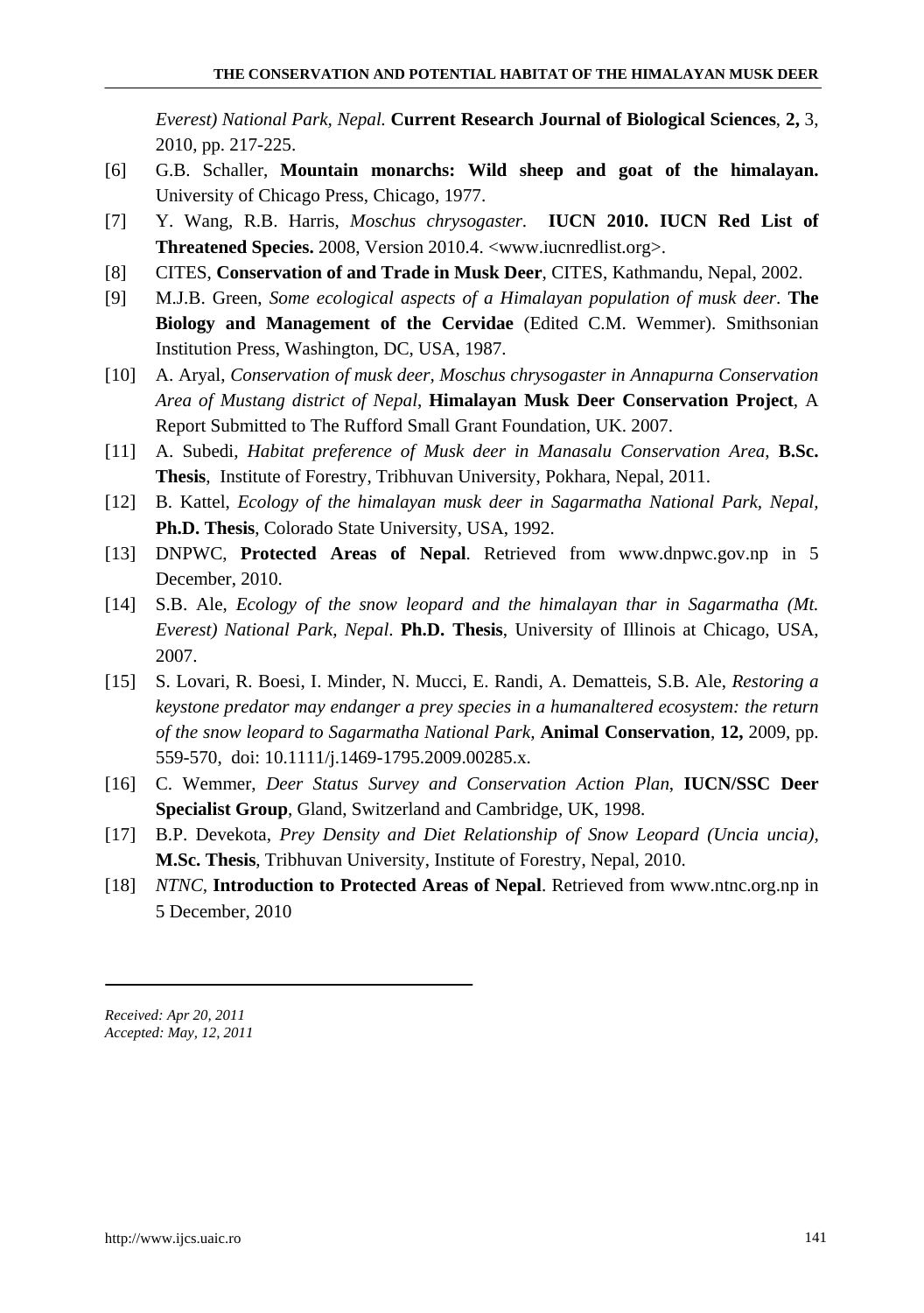*Everest) National Park, Nepal.* **Current Research Journal of Biological Sciences**, **2,** 3, 2010, pp. 217-225.

[6] G.B. Schaller, **Mountain monarchs: Wild sheep and goat of the himalayan.** University of Chicago Press, Chicago, 1977.

[7] Y. Wang, R.B. Harris, *Moschus chrysogaster.* **IUCN 2010. IUCN Red List of Threatened Species.** 2008, Version 2010.4. <www.iucnredlist.org>.

[8] CITES, **Conservation of and Trade in Musk Deer**, CITES, Kathmandu, Nepal, 2002.

[9] M.J.B. Green, *Some ecological aspects of a Himalayan population of musk deer*. **The Biology and Management of the Cervidae** (Edited C.M. Wemmer). Smithsonian Institution Press, Washington, DC, USA, 1987.

[10] A. Aryal, *Conservation of musk deer, Moschus chrysogaster in Annapurna Conservation Area of Mustang district of Nepal*, **Himalayan Musk Deer Conservation Project**, A Report Submitted to The Rufford Small Grant Foundation, UK. 2007.

[11] A. Subedi, *Habitat preference of Musk deer in Manasalu Conservation Area*, **B.Sc. Thesis**, Institute of Forestry, Tribhuvan University, Pokhara, Nepal, 2011.

[12] B. Kattel, *Ecology of the himalayan musk deer in Sagarmatha National Park, Nepal,* **Ph.D. Thesis**, Colorado State University, USA, 1992.

[13] DNPWC, **Protected Areas of Nepal**. Retrieved from www.dnpwc.gov.np in 5 December, 2010.

[14] S.B. Ale, *Ecology of the snow leopard and the himalayan thar in Sagarmatha (Mt. Everest) National Park, Nepal*. **Ph.D. Thesis**, University of Illinois at Chicago, USA, 2007.

[15] S. Lovari, R. Boesi, I. Minder, N. Mucci, E. Randi, A. Dematteis, S.B. Ale, *Restoring a keystone predator may endanger a prey species in a humanaltered ecosystem: the return of the snow leopard to Sagarmatha National Park,* **Animal Conservation**, **12,** 2009, pp. 559-570, doi: 10.1111/j.1469-1795.2009.00285.x.

[16] C. Wemmer, *Deer Status Survey and Conservation Action Plan*, **IUCN/SSC Deer Specialist Group**, Gland, Switzerland and Cambridge, UK, 1998.

[17] B.P. Devekota, *Prey Density and Diet Relationship of Snow Leopard (Uncia uncia),* **M.Sc. Thesis**, Tribhuvan University, Institute of Forestry, Nepal, 2010.

[18] *NTNC*, **Introduction to Protected Areas of Nepal**. Retrieved from www.ntnc.org.np in 5 December, 2010

---

*Received: Apr 20, 2011*
*Accepted: May, 12, 2011*